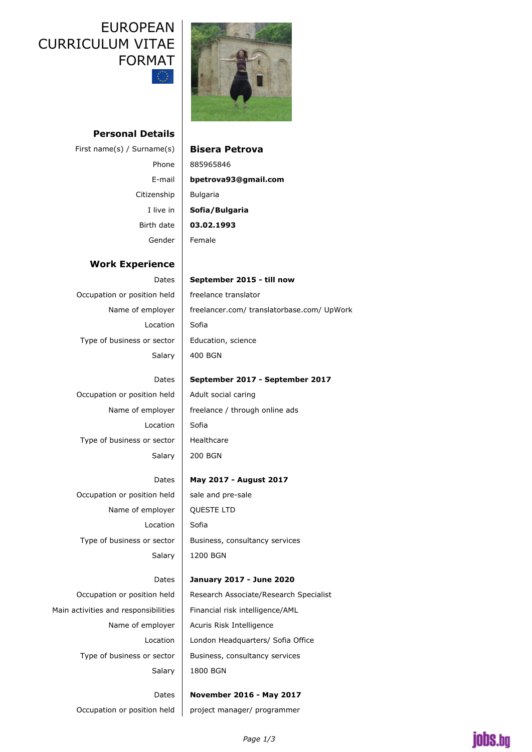# EUROPEAN CURRICULUM VITAE FORMAT

## Personal Details

| | |
|---|---|
| First name(s) / Surname(s) | **Bisera Petrova** |
| Phone | 885965846 |
| E-mail | **bpetrova93@gmail.com** |
| Citizenship | Bulgaria |
| I live in | **Sofia/Bulgaria** |
| Birth date | **03.02.1993** |
| Gender | Female |

## Work Experience

| | |
|---|---|
| Dates | **September 2015 - till now** |
| Occupation or position held | freelance translator |
| Name of employer | freelancer.com/ translatorbase.com/ UpWork |
| Location | Sofia |
| Type of business or sector | Education, science |
| Salary | 400 BGN |

| | |
|---|---|
| Dates | **September 2017 - September 2017** |
| Occupation or position held | Adult social caring |
| Name of employer | freelance / through online ads |
| Location | Sofia |
| Type of business or sector | Healthcare |
| Salary | 200 BGN |

| | |
|---|---|
| Dates | **May 2017 - August 2017** |
| Occupation or position held | sale and pre-sale |
| Name of employer | QUESTE LTD |
| Location | Sofia |
| Type of business or sector | Business, consultancy services |
| Salary | 1200 BGN |

| | |
|---|---|
| Dates | **January 2017 - June 2020** |
| Occupation or position held | Research Associate/Research Specialist |
| Main activities and responsibilities | Financial risk intelligence/AML |
| Name of employer | Acuris Risk Intelligence |
| Location | London Headquarters/ Sofia Office |
| Type of business or sector | Business, consultancy services |
| Salary | 1800 BGN |

| | |
|---|---|
| Dates | **November 2016 - May 2017** |
| Occupation or position held | project manager/ programmer |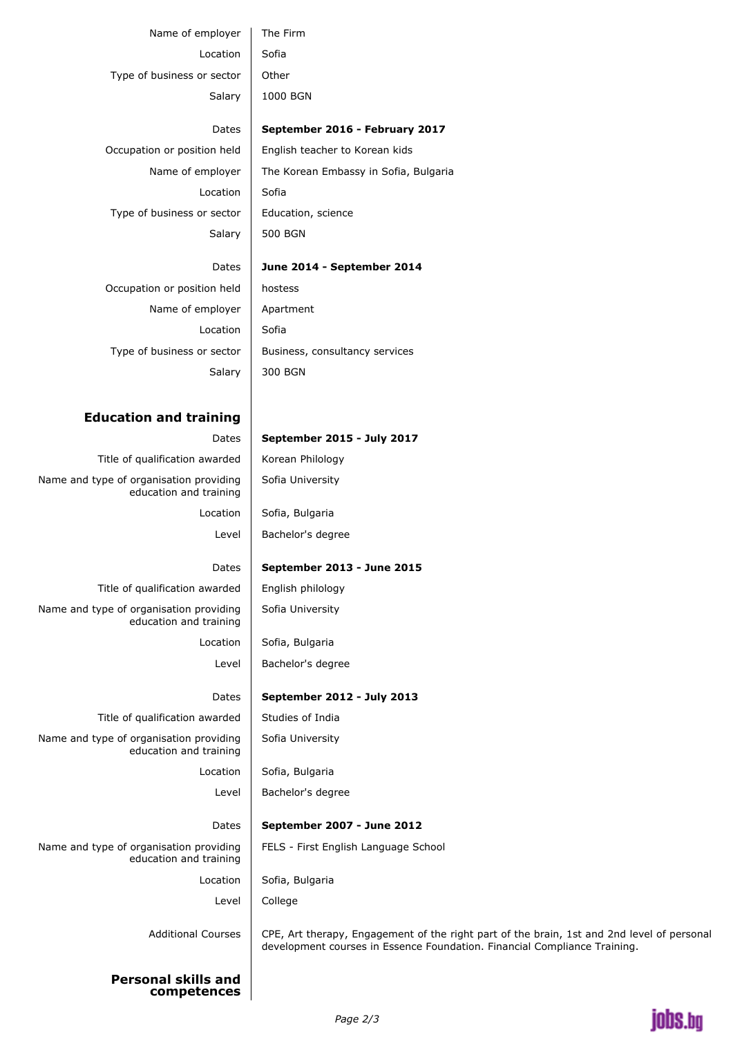| | |
|---|---|
| Name of employer | The Firm |
| Location | Sofia |
| Type of business or sector | Other |
| Salary | 1000 BGN |

| | |
|---|---|
| Dates | **September 2016 - February 2017** |
| Occupation or position held | English teacher to Korean kids |
| Name of employer | The Korean Embassy in Sofia, Bulgaria |
| Location | Sofia |
| Type of business or sector | Education, science |
| Salary | 500 BGN |

| | |
|---|---|
| Dates | **June 2014 - September 2014** |
| Occupation or position held | hostess |
| Name of employer | Apartment |
| Location | Sofia |
| Type of business or sector | Business, consultancy services |
| Salary | 300 BGN |

## Education and training

| | |
|---|---|
| Dates | **September 2015 - July 2017** |
| Title of qualification awarded | Korean Philology |
| Name and type of organisation providing education and training | Sofia University |
| Location | Sofia, Bulgaria |
| Level | Bachelor's degree |

| | |
|---|---|
| Dates | **September 2013 - June 2015** |
| Title of qualification awarded | English philology |
| Name and type of organisation providing education and training | Sofia University |
| Location | Sofia, Bulgaria |
| Level | Bachelor's degree |

| | |
|---|---|
| Dates | **September 2012 - July 2013** |
| Title of qualification awarded | Studies of India |
| Name and type of organisation providing education and training | Sofia University |
| Location | Sofia, Bulgaria |
| Level | Bachelor's degree |

| | |
|---|---|
| Dates | **September 2007 - June 2012** |
| Name and type of organisation providing education and training | FELS - First English Language School |
| Location | Sofia, Bulgaria |
| Level | College |

| | |
|---|---|
| Additional Courses | CPE, Art therapy, Engagement of the right part of the brain, 1st and 2nd level of personal development courses in Essence Foundation. Financial Compliance Training. |

## Personal skills and competences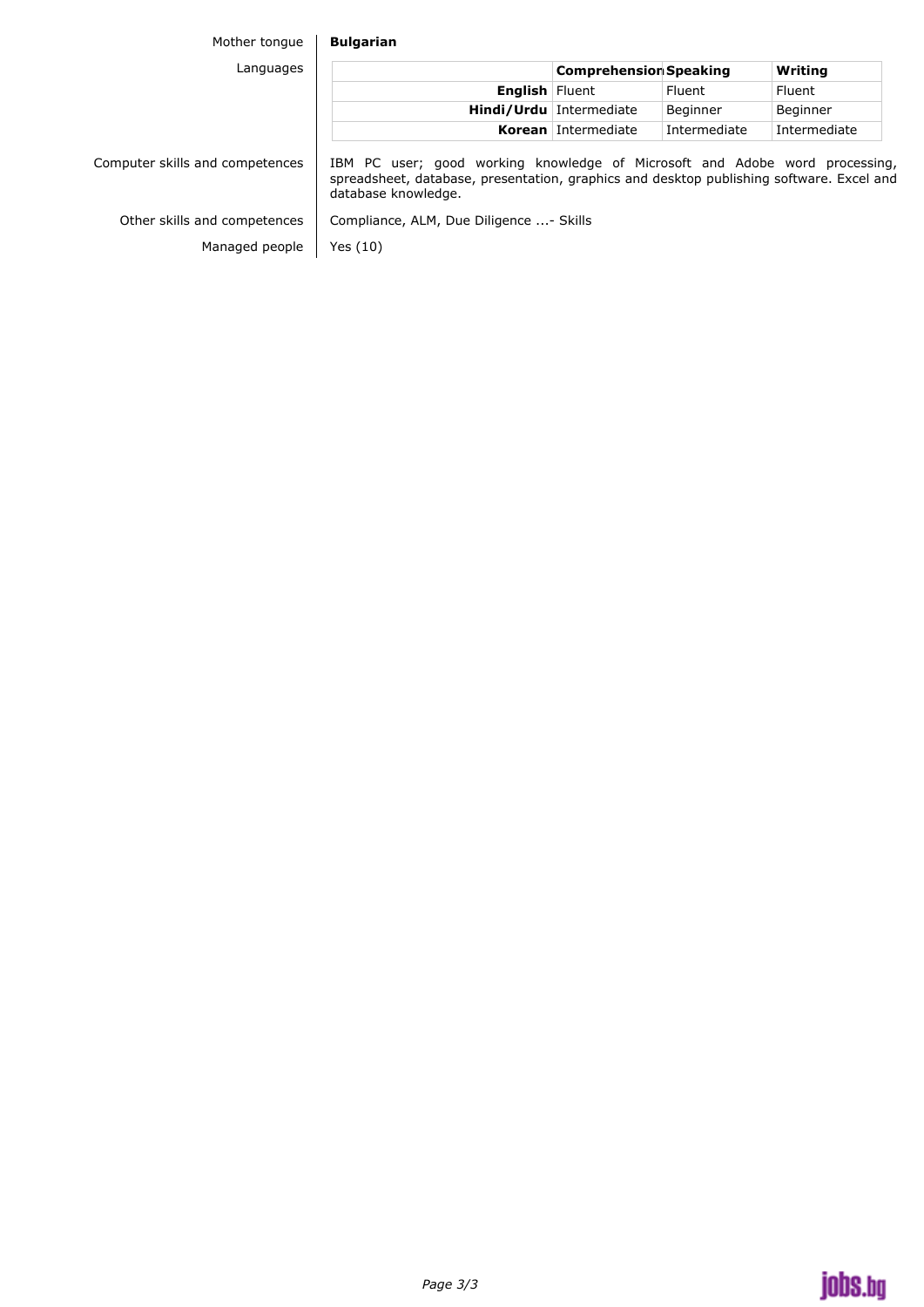**Mother tongue:** **Bulgarian**

**Languages:**

| | Comprehension | Speaking | Writing |
|---|---|---|---|
| **English** | Fluent | Fluent | Fluent |
| **Hindi/Urdu** | Intermediate | Beginner | Beginner |
| **Korean** | Intermediate | Intermediate | Intermediate |

**Computer skills and competences:** IBM PC user; good working knowledge of Microsoft and Adobe word processing, spreadsheet, database, presentation, graphics and desktop publishing software. Excel and database knowledge.

**Other skills and competences:** Compliance, ALM, Due Diligence ...- Skills

**Managed people:** Yes (10)